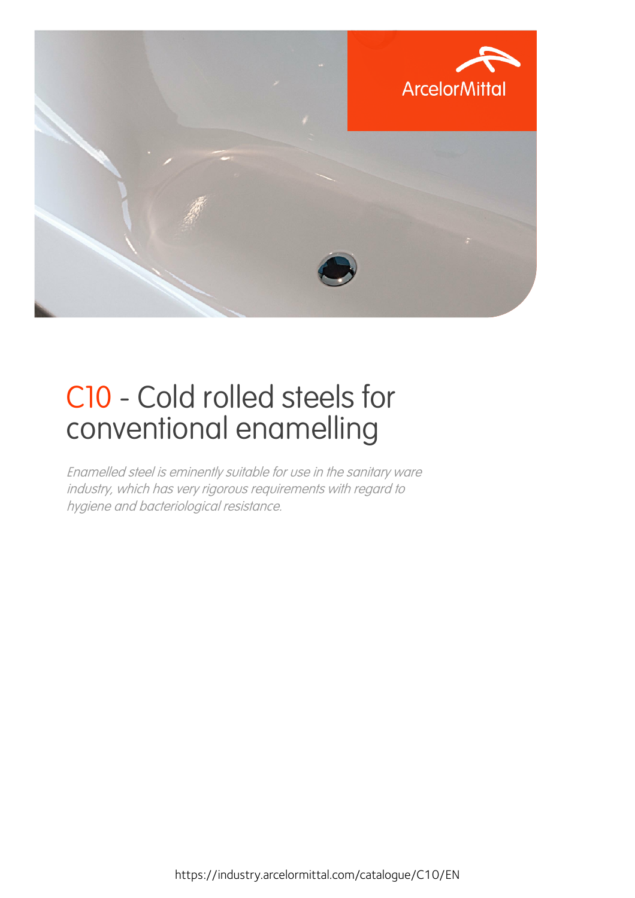# C10 - Cold rolled steels for conventional enamelling

*Enamelled steel is eminently suitable for use in the sanitary ware industry, which has very rigorous requirements with regard to hygiene and bacteriological resistance.*

https://industry.arcelormittal.com/catalogue/C10/EN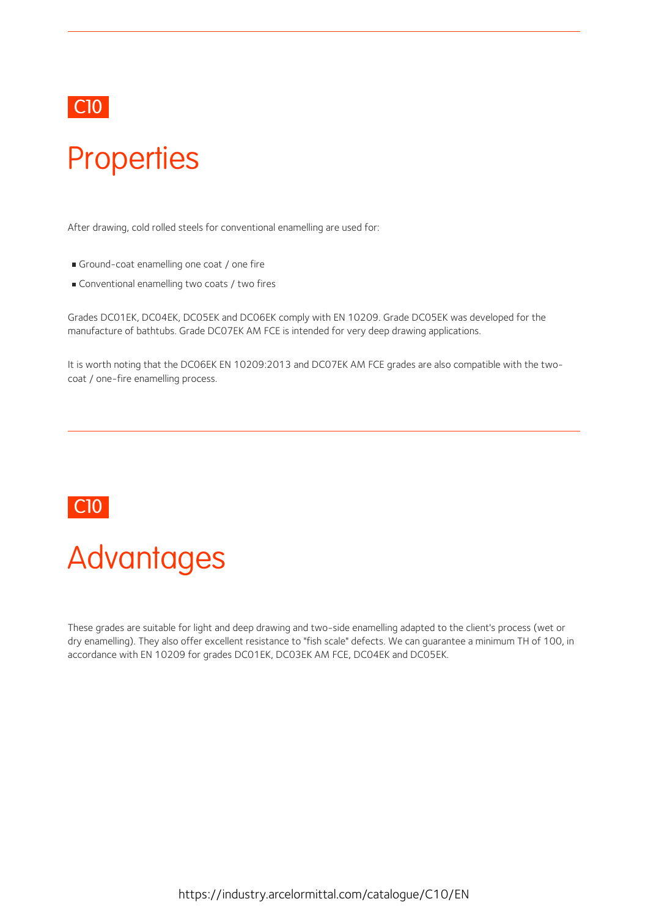C10

# Properties

After drawing, cold rolled steels for conventional enamelling are used for:

- Ground-coat enamelling one coat / one fire
- Conventional enamelling two coats / two fires

Grades DC01EK, DC04EK, DC05EK and DC06EK comply with EN 10209. Grade DC05EK was developed for the manufacture of bathtubs. Grade DC07EK AM FCE is intended for very deep drawing applications.

It is worth noting that the DC06EK EN 10209:2013 and DC07EK AM FCE grades are also compatible with the two-coat / one-fire enamelling process.

C10

# Advantages

These grades are suitable for light and deep drawing and two-side enamelling adapted to the client's process (wet or dry enamelling). They also offer excellent resistance to "fish scale" defects. We can guarantee a minimum TH of 100, in accordance with EN 10209 for grades DC01EK, DC03EK AM FCE, DC04EK and DC05EK.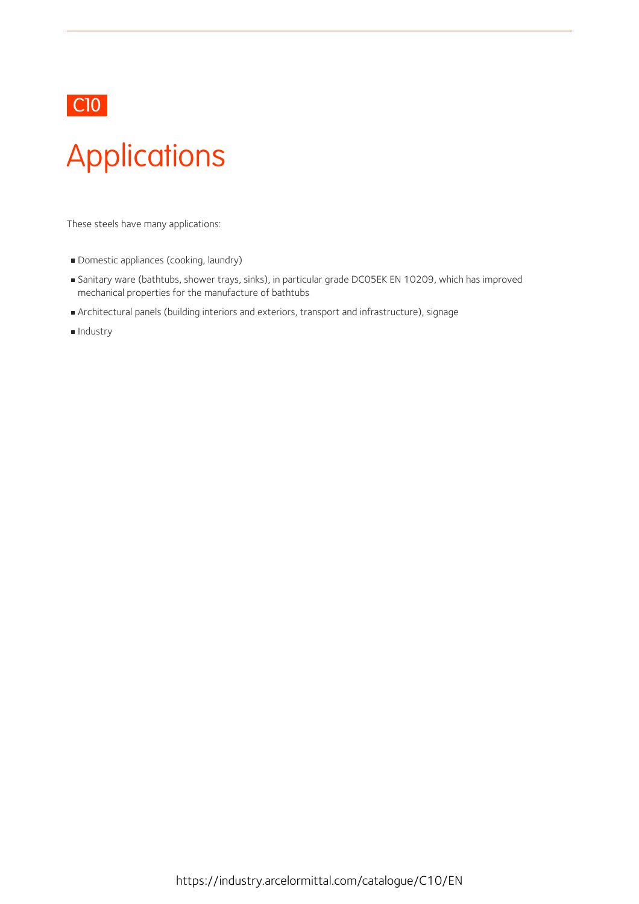C10

# Applications

These steels have many applications:

- Domestic appliances (cooking, laundry)
- Sanitary ware (bathtubs, shower trays, sinks), in particular grade DC05EK EN 10209, which has improved mechanical properties for the manufacture of bathtubs
- Architectural panels (building interiors and exteriors, transport and infrastructure), signage
- Industry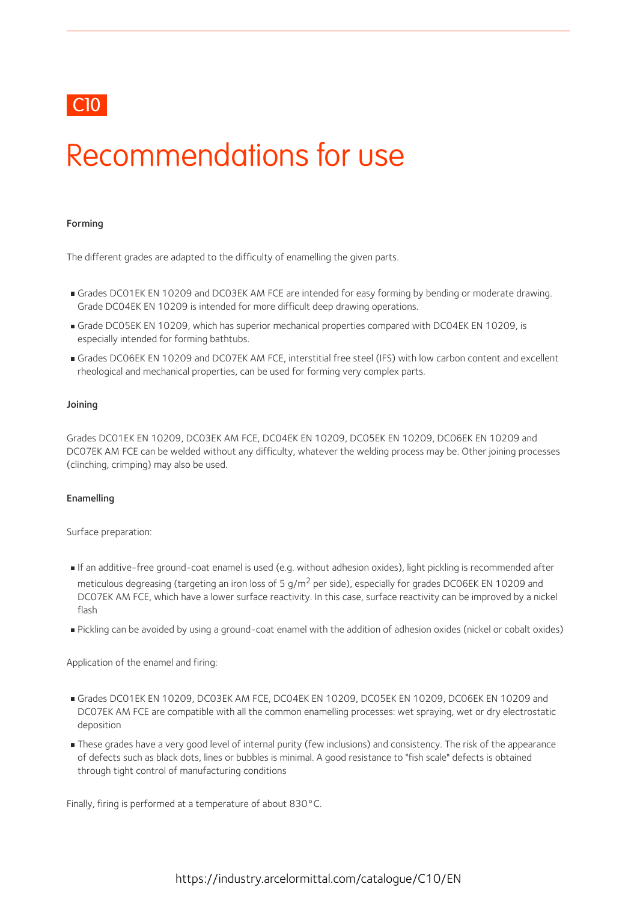C10

# Recommendations for use

### Forming

The different grades are adapted to the difficulty of enamelling the given parts.

- Grades DC01EK EN 10209 and DC03EK AM FCE are intended for easy forming by bending or moderate drawing. Grade DC04EK EN 10209 is intended for more difficult deep drawing operations.
- Grade DC05EK EN 10209, which has superior mechanical properties compared with DC04EK EN 10209, is especially intended for forming bathtubs.
- Grades DC06EK EN 10209 and DC07EK AM FCE, interstitial free steel (IFS) with low carbon content and excellent rheological and mechanical properties, can be used for forming very complex parts.

### Joining

Grades DC01EK EN 10209, DC03EK AM FCE, DC04EK EN 10209, DC05EK EN 10209, DC06EK EN 10209 and DC07EK AM FCE can be welded without any difficulty, whatever the welding process may be. Other joining processes (clinching, crimping) may also be used.

### Enamelling

Surface preparation:

- If an additive-free ground-coat enamel is used (e.g. without adhesion oxides), light pickling is recommended after meticulous degreasing (targeting an iron loss of 5 g/m$^2$ per side), especially for grades DC06EK EN 10209 and DC07EK AM FCE, which have a lower surface reactivity. In this case, surface reactivity can be improved by a nickel flash
- Pickling can be avoided by using a ground-coat enamel with the addition of adhesion oxides (nickel or cobalt oxides)

Application of the enamel and firing:

- Grades DC01EK EN 10209, DC03EK AM FCE, DC04EK EN 10209, DC05EK EN 10209, DC06EK EN 10209 and DC07EK AM FCE are compatible with all the common enamelling processes: wet spraying, wet or dry electrostatic deposition
- These grades have a very good level of internal purity (few inclusions) and consistency. The risk of the appearance of defects such as black dots, lines or bubbles is minimal. A good resistance to "fish scale" defects is obtained through tight control of manufacturing conditions

Finally, firing is performed at a temperature of about 830°C.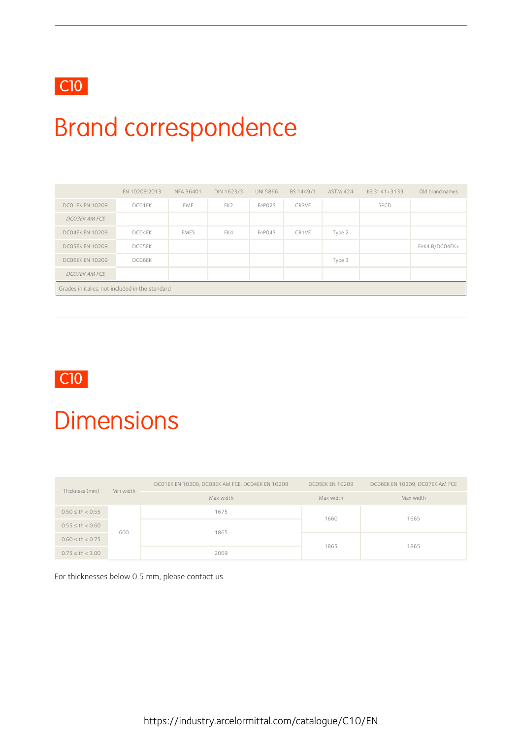C10

# Brand correspondence

| | EN 10209:2013 | NFA 36401 | DIN 1623/3 | UNI 5866 | BS 1449/1 | ASTM 424 | JIS 3141+3133 | Old brand names |
|---|---|---|---|---|---|---|---|---|
| DC01EK EN 10209 | DC01EK | EME | EK2 | FeP02S | CR3VE | | SPCD | |
| *DC03EK AM FCE* | | | | | | | | |
| DC04EK EN 10209 | DC04EK | EMES | EK4 | FeP04S | CR1VE | Type 2 | | |
| DC05EK EN 10209 | DC05EK | | | | | | | FeK4 B/DC04EK+ |
| DC06EK EN 10209 | DC06EK | | | | | Type 3 | | |
| *DC07EK AM FCE* | | | | | | | | |

Grades in italics: not included in the standard

C10

# Dimensions

| Thickness (mm) | Min width | DC01EK EN 10209, DC03EK AM FCE, DC04EK EN 10209 | DC05EK EN 10209 | DC06EK EN 10209, DC07EK AM FCE |
|---|---|---|---|---|
| | | Max width | Max width | Max width |
| 0.50 ≤ th < 0.55 | 600 | 1675 | 1660 | 1665 |
| 0.55 ≤ th < 0.60 | 600 | 1865 | 1660 | 1665 |
| 0.60 ≤ th < 0.75 | 600 | 1865 | 1865 | 1865 |
| 0.75 ≤ th < 3.00 | 600 | 2069 | 1865 | 1865 |

For thicknesses below 0.5 mm, please contact us.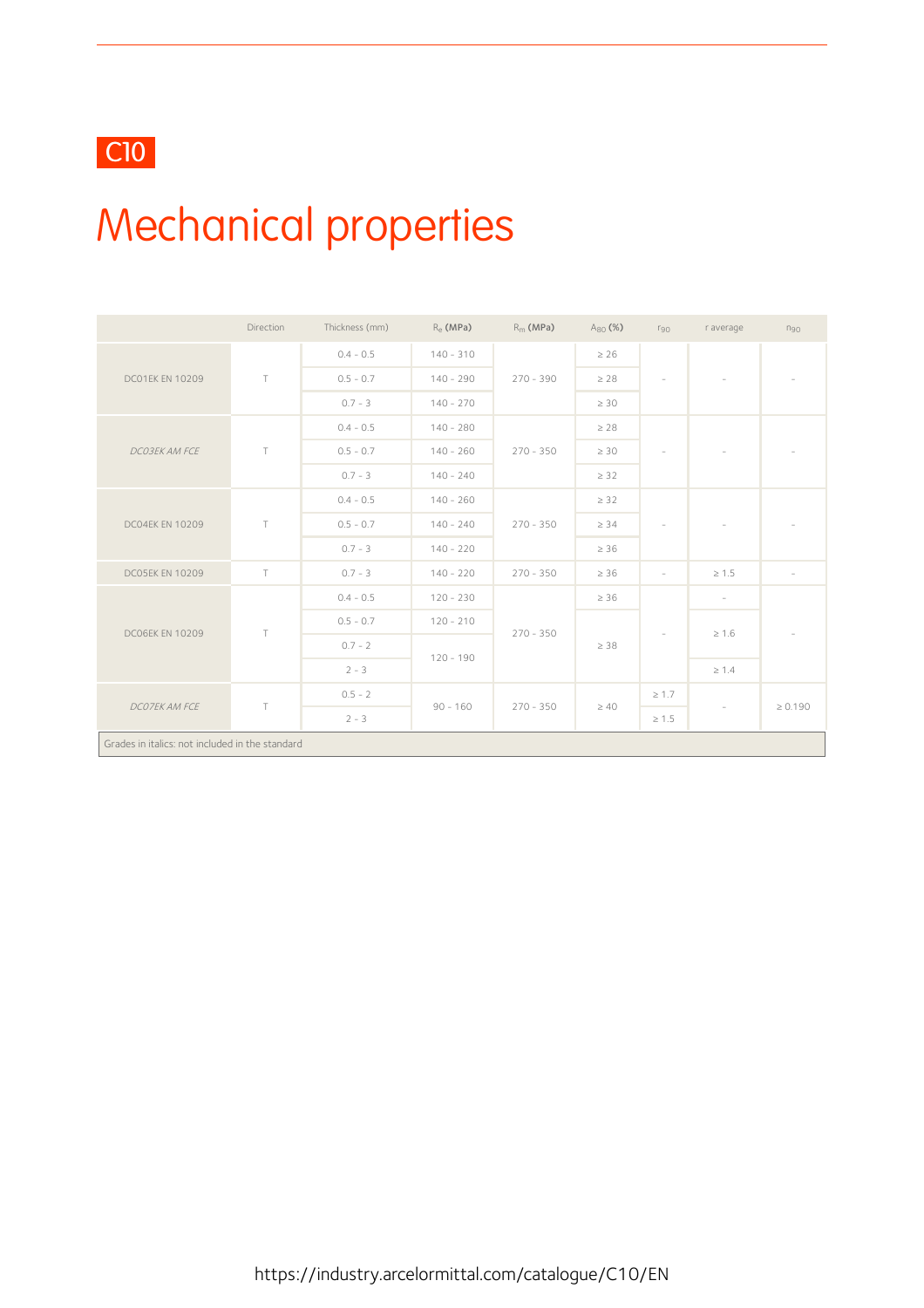C10

# Mechanical properties

| | Direction | Thickness (mm) | $R_e$ (MPa) | $R_m$ (MPa) | $A_{80}$ (%) | $r_{90}$ | r average | $n_{90}$ |
|---|---|---|---|---|---|---|---|---|
| DC01EK EN 10209 | T | 0.4 - 0.5 | 140 - 310 | 270 - 390 | ≥ 26 | - | - | - |
| | | 0.5 - 0.7 | 140 - 290 | | ≥ 28 | | | |
| | | 0.7 - 3 | 140 - 270 | | ≥ 30 | | | |
| *DC03EK AM FCE* | T | 0.4 - 0.5 | 140 - 280 | 270 - 350 | ≥ 28 | - | - | - |
| | | 0.5 - 0.7 | 140 - 260 | | ≥ 30 | | | |
| | | 0.7 - 3 | 140 - 240 | | ≥ 32 | | | |
| DC04EK EN 10209 | T | 0.4 - 0.5 | 140 - 260 | 270 - 350 | ≥ 32 | - | - | - |
| | | 0.5 - 0.7 | 140 - 240 | | ≥ 34 | | | |
| | | 0.7 - 3 | 140 - 220 | | ≥ 36 | | | |
| DC05EK EN 10209 | T | 0.7 - 3 | 140 - 220 | 270 - 350 | ≥ 36 | - | ≥ 1.5 | - |
| DC06EK EN 10209 | T | 0.4 - 0.5 | 120 - 230 | 270 - 350 | ≥ 36 | - | - | - |
| | | 0.5 - 0.7 | 120 - 210 | | ≥ 38 | | ≥ 1.6 | |
| | | 0.7 - 2 | 120 - 190 | | | | | |
| | | 2 - 3 | | | | | ≥ 1.4 | |
| *DC07EK AM FCE* | T | 0.5 - 2 | 90 - 160 | 270 - 350 | ≥ 40 | ≥ 1.7 | - | ≥ 0.190 |
| | | 2 - 3 | | | | ≥ 1.5 | | |

Grades in italics: not included in the standard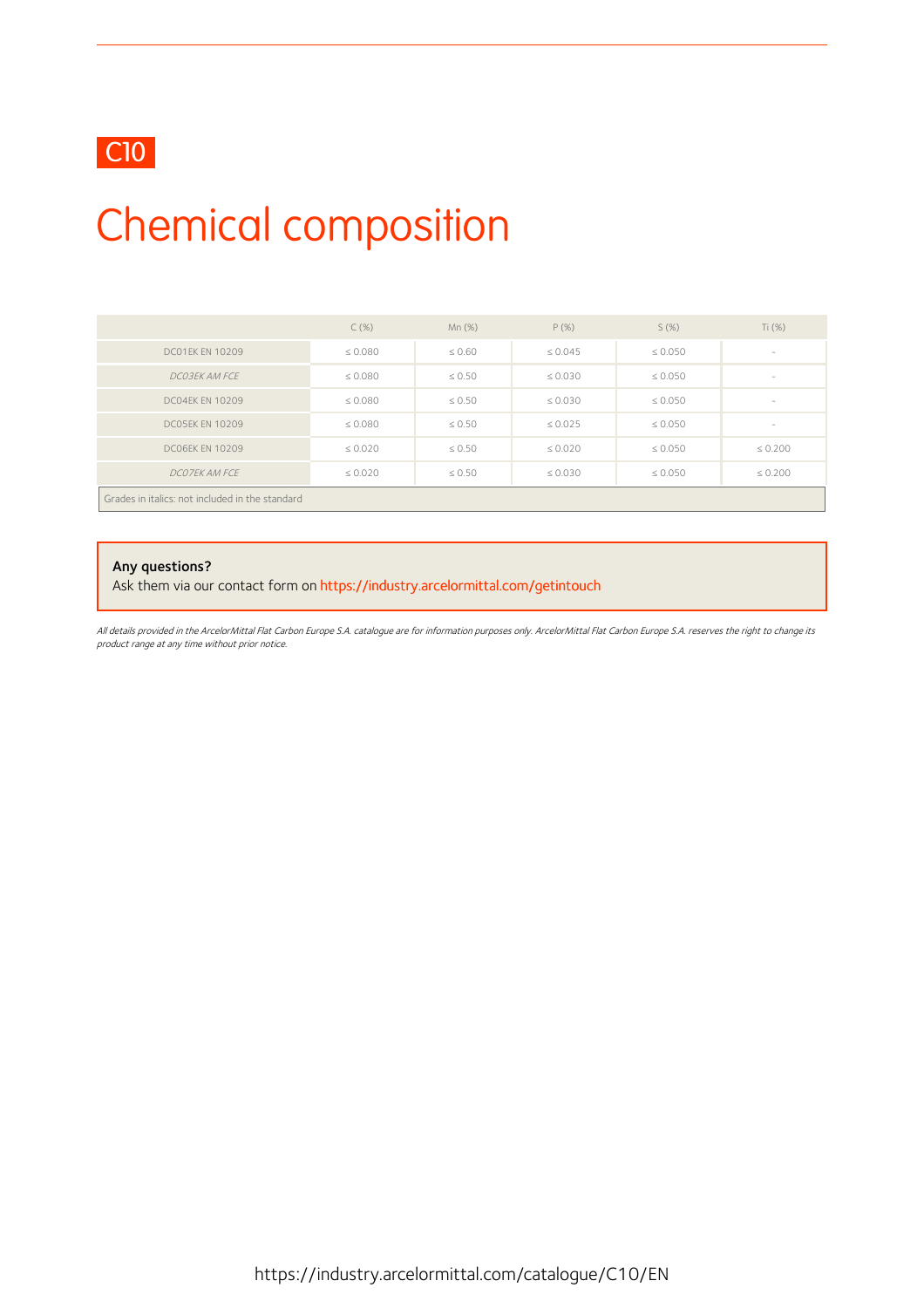C10

# Chemical composition

| | C (%) | Mn (%) | P (%) | S (%) | Ti (%) |
|---|---|---|---|---|---|
| DC01EK EN 10209 | ≤ 0.080 | ≤ 0.60 | ≤ 0.045 | ≤ 0.050 | - |
| *DC03EK AM FCE* | ≤ 0.080 | ≤ 0.50 | ≤ 0.030 | ≤ 0.050 | - |
| DC04EK EN 10209 | ≤ 0.080 | ≤ 0.50 | ≤ 0.030 | ≤ 0.050 | - |
| DC05EK EN 10209 | ≤ 0.080 | ≤ 0.50 | ≤ 0.025 | ≤ 0.050 | - |
| DC06EK EN 10209 | ≤ 0.020 | ≤ 0.50 | ≤ 0.020 | ≤ 0.050 | ≤ 0.200 |
| *DC07EK AM FCE* | ≤ 0.020 | ≤ 0.50 | ≤ 0.030 | ≤ 0.050 | ≤ 0.200 |

Grades in italics: not included in the standard

**Any questions?**
Ask them via our contact form on https://industry.arcelormittal.com/getintouch

*All details provided in the ArcelorMittal Flat Carbon Europe S.A. catalogue are for information purposes only. ArcelorMittal Flat Carbon Europe S.A. reserves the right to change its product range at any time without prior notice.*